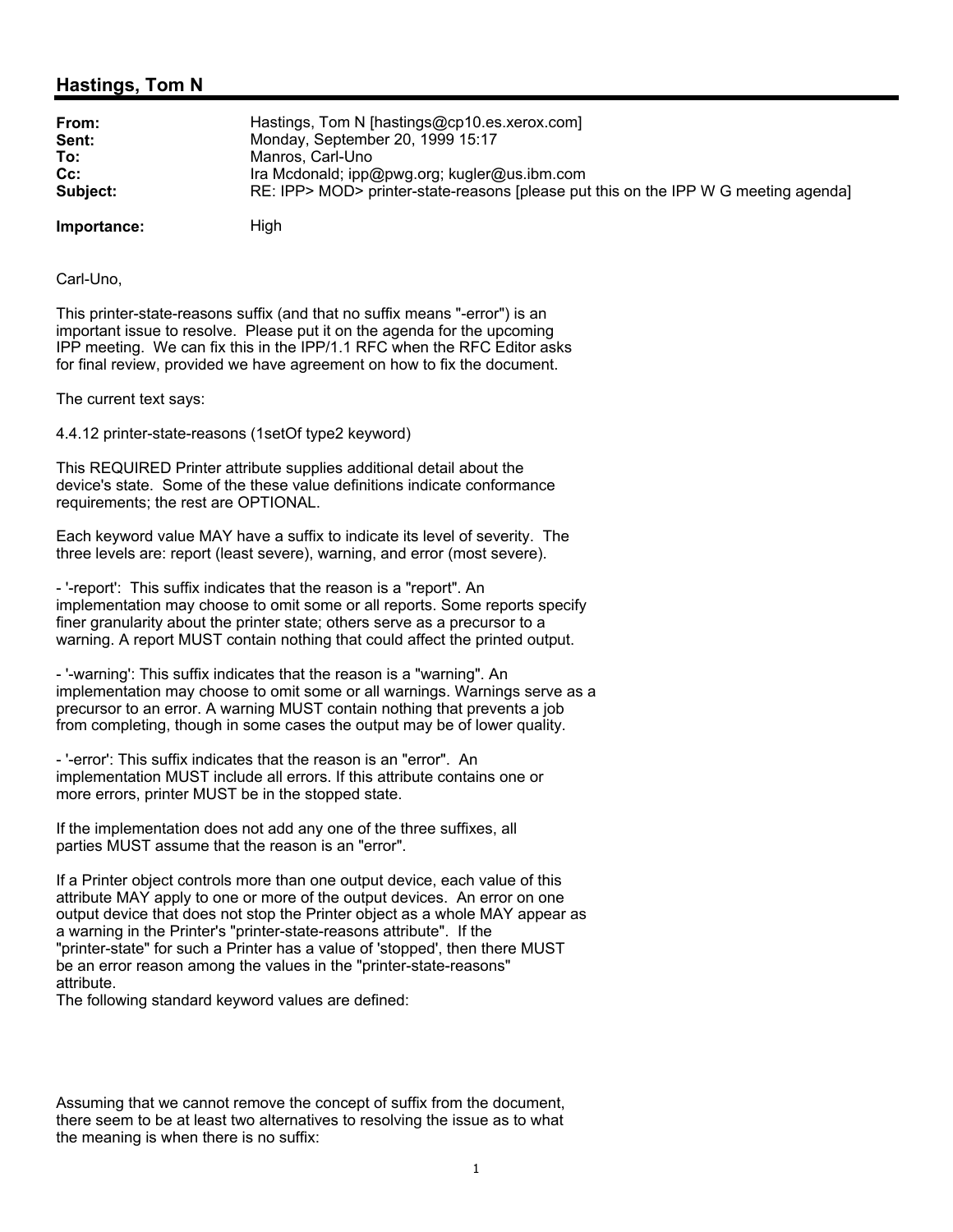## Hastings, Tom N

**From:** Hastings, Tom N [hastings@cp10.es.xerox.com]
**Sent:** Monday, September 20, 1999 15:17
**To:** Manros, Carl-Uno
**Cc:** Ira Mcdonald; ipp@pwg.org; kugler@us.ibm.com
**Subject:** RE: IPP> MOD> printer-state-reasons [please put this on the IPP W G meeting agenda]

**Importance:** High

Carl-Uno,

This printer-state-reasons suffix (and that no suffix means "-error") is an important issue to resolve. Please put it on the agenda for the upcoming IPP meeting. We can fix this in the IPP/1.1 RFC when the RFC Editor asks for final review, provided we have agreement on how to fix the document.

The current text says:

4.4.12 printer-state-reasons (1setOf type2 keyword)

This REQUIRED Printer attribute supplies additional detail about the device's state. Some of the these value definitions indicate conformance requirements; the rest are OPTIONAL.

Each keyword value MAY have a suffix to indicate its level of severity. The three levels are: report (least severe), warning, and error (most severe).

- '-report': This suffix indicates that the reason is a "report". An implementation may choose to omit some or all reports. Some reports specify finer granularity about the printer state; others serve as a precursor to a warning. A report MUST contain nothing that could affect the printed output.

- '-warning': This suffix indicates that the reason is a "warning". An implementation may choose to omit some or all warnings. Warnings serve as a precursor to an error. A warning MUST contain nothing that prevents a job from completing, though in some cases the output may be of lower quality.

- '-error': This suffix indicates that the reason is an "error". An implementation MUST include all errors. If this attribute contains one or more errors, printer MUST be in the stopped state.

If the implementation does not add any one of the three suffixes, all parties MUST assume that the reason is an "error".

If a Printer object controls more than one output device, each value of this attribute MAY apply to one or more of the output devices. An error on one output device that does not stop the Printer object as a whole MAY appear as a warning in the Printer's "printer-state-reasons attribute". If the "printer-state" for such a Printer has a value of 'stopped', then there MUST be an error reason among the values in the "printer-state-reasons" attribute.
The following standard keyword values are defined:

Assuming that we cannot remove the concept of suffix from the document, there seem to be at least two alternatives to resolving the issue as to what the meaning is when there is no suffix: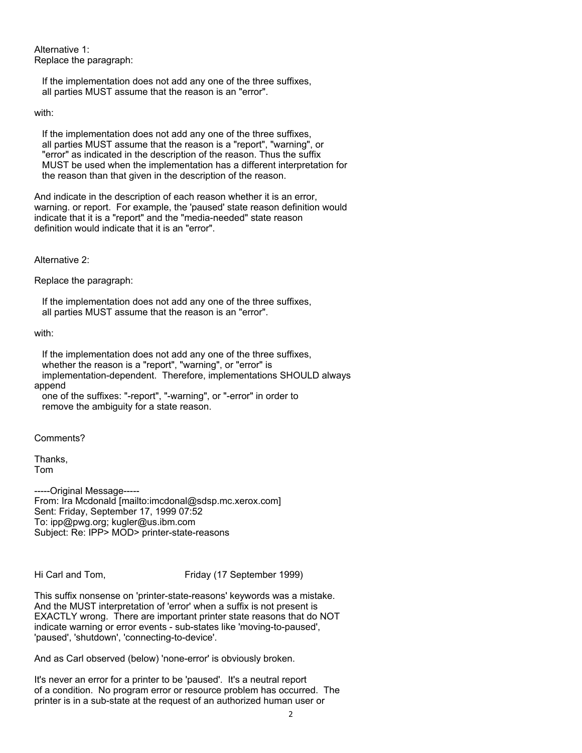Alternative 1:
Replace the paragraph:

    If the implementation does not add any one of the three suffixes,
    all parties MUST assume that the reason is an "error".

with:

    If the implementation does not add any one of the three suffixes,
    all parties MUST assume that the reason is a "report", "warning", or
    "error" as indicated in the description of the reason. Thus the suffix
    MUST be used when the implementation has a different interpretation for
    the reason than that given in the description of the reason.

And indicate in the description of each reason whether it is an error, warning. or report. For example, the 'paused' state reason definition would indicate that it is a "report" and the "media-needed" state reason definition would indicate that it is an "error".

Alternative 2:

Replace the paragraph:

    If the implementation does not add any one of the three suffixes,
    all parties MUST assume that the reason is an "error".

with:

    If the implementation does not add any one of the three suffixes,
    whether the reason is a "report", "warning", or "error" is
    implementation-dependent. Therefore, implementations SHOULD always
append
    one of the suffixes: "-report", "-warning", or "-error" in order to
    remove the ambiguity for a state reason.

Comments?

Thanks,
Tom

-----Original Message-----
From: Ira Mcdonald [mailto:imcdonal@sdsp.mc.xerox.com]
Sent: Friday, September 17, 1999 07:52
To: ipp@pwg.org; kugler@us.ibm.com
Subject: Re: IPP> MOD> printer-state-reasons

Hi Carl and Tom, Friday (17 September 1999)

This suffix nonsense on 'printer-state-reasons' keywords was a mistake. And the MUST interpretation of 'error' when a suffix is not present is EXACTLY wrong. There are important printer state reasons that do NOT indicate warning or error events - sub-states like 'moving-to-paused', 'paused', 'shutdown', 'connecting-to-device'.

And as Carl observed (below) 'none-error' is obviously broken.

It's never an error for a printer to be 'paused'. It's a neutral report of a condition. No program error or resource problem has occurred. The printer is in a sub-state at the request of an authorized human user or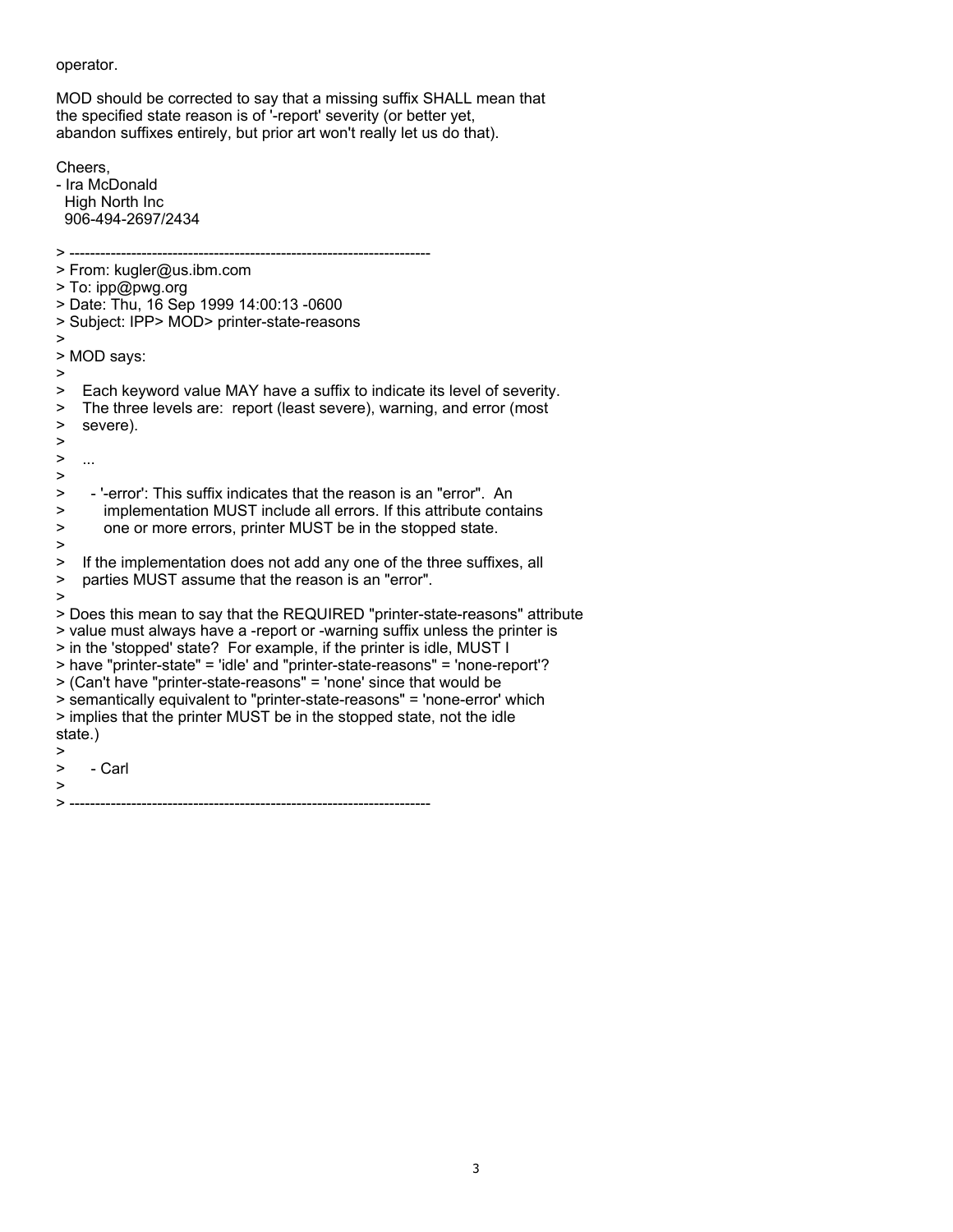operator.

MOD should be corrected to say that a missing suffix SHALL mean that
the specified state reason is of '-report' severity (or better yet,
abandon suffixes entirely, but prior art won't really let us do that).

Cheers,
- Ira McDonald
  High North Inc
  906-494-2697/2434

```
> ----------------------------------------------------------------------
> From: kugler@us.ibm.com
> To: ipp@pwg.org
> Date: Thu, 16 Sep 1999 14:00:13 -0600
> Subject: IPP> MOD> printer-state-reasons
>
> MOD says:
>
>    Each keyword value MAY have a suffix to indicate its level of severity.
>    The three levels are:  report (least severe), warning, and error (most
>    severe).
>
>    ...
>
>     - '-error': This suffix indicates that the reason is an "error".  An
>        implementation MUST include all errors. If this attribute contains
>        one or more errors, printer MUST be in the stopped state.
>
>    If the implementation does not add any one of the three suffixes, all
>    parties MUST assume that the reason is an "error".
>
> Does this mean to say that the REQUIRED "printer-state-reasons" attribute
> value must always have a -report or -warning suffix unless the printer is
> in the 'stopped' state?  For example, if the printer is idle, MUST I
> have "printer-state" = 'idle' and "printer-state-reasons" = 'none-report'?
> (Can't have "printer-state-reasons" = 'none' since that would be
> semantically equivalent to "printer-state-reasons" = 'none-error' which
> implies that the printer MUST be in the stopped state, not the idle
state.)
>
>     - Carl
>
> ----------------------------------------------------------------------
```